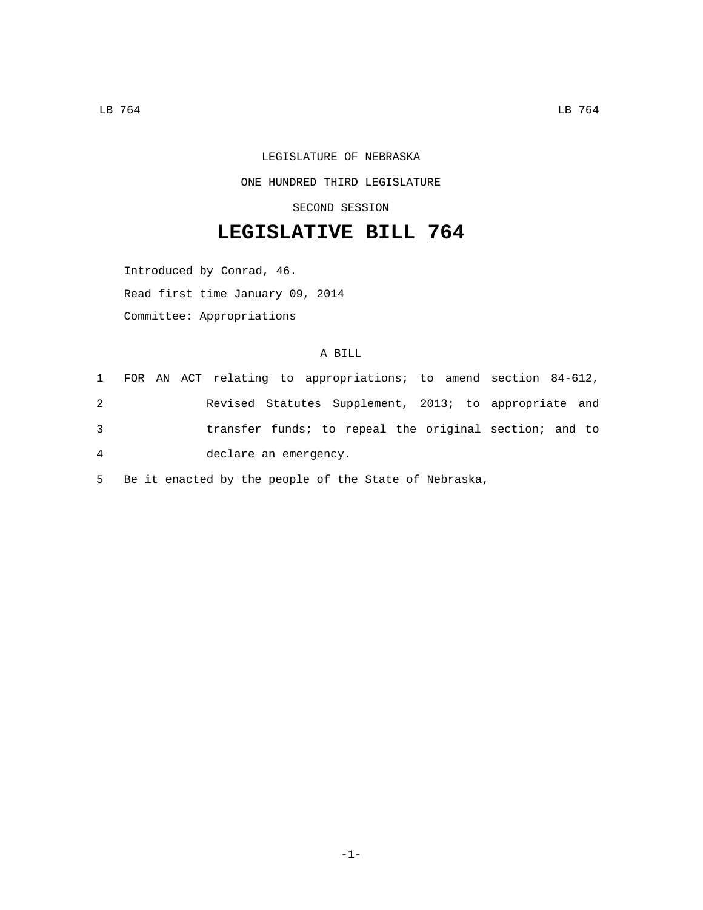LEGISLATURE OF NEBRASKA

ONE HUNDRED THIRD LEGISLATURE

SECOND SESSION

# LEGISLATIVE BILL 764

Introduced by Conrad, 46.

Read first time January 09, 2014

Committee: Appropriations

A BILL

1 FOR AN ACT relating to appropriations; to amend section 84-612,
2 Revised Statutes Supplement, 2013; to appropriate and
3 transfer funds; to repeal the original section; and to
4 declare an emergency.

5 Be it enacted by the people of the State of Nebraska,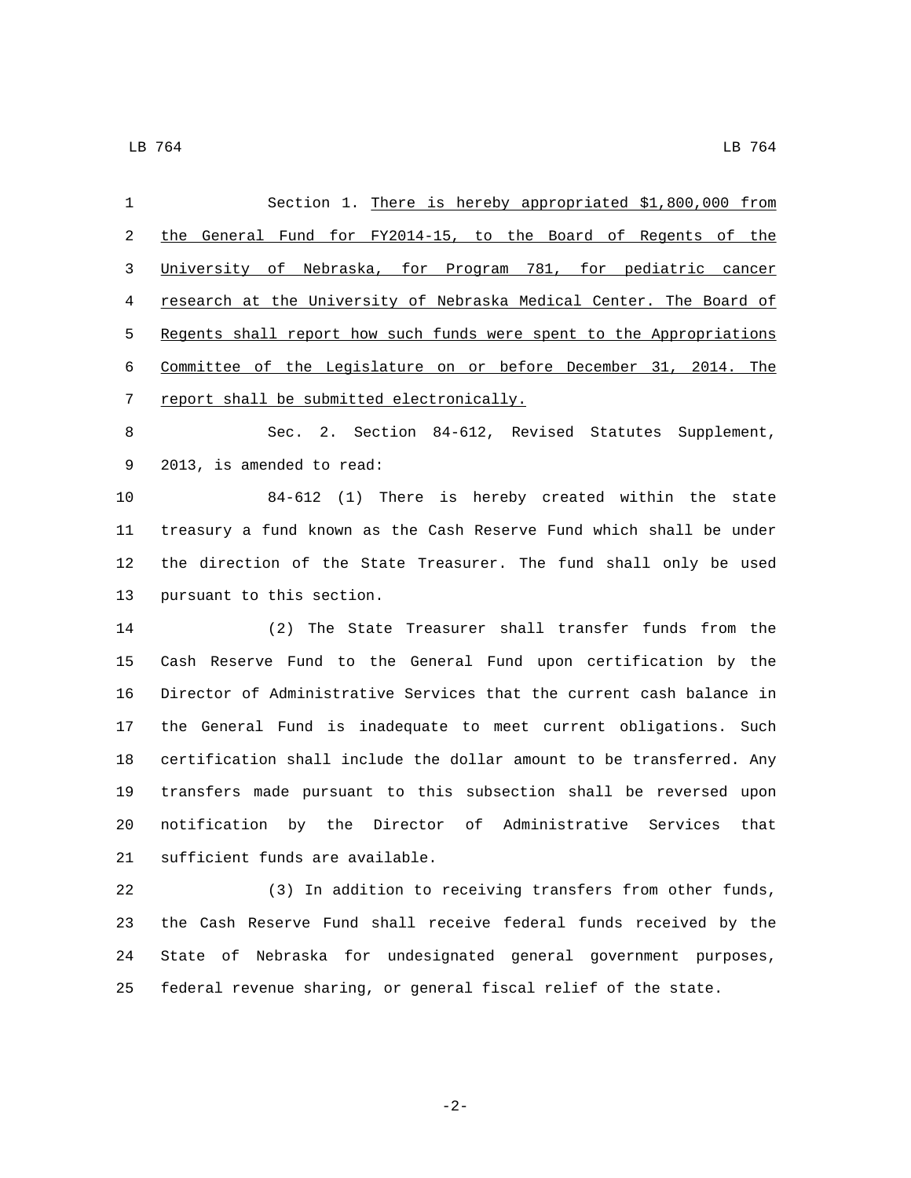Section 1. There is hereby appropriated $1,800,000 from the General Fund for FY2014-15, to the Board of Regents of the University of Nebraska, for Program 781, for pediatric cancer research at the University of Nebraska Medical Center. The Board of Regents shall report how such funds were spent to the Appropriations Committee of the Legislature on or before December 31, 2014. The report shall be submitted electronically.

Sec. 2. Section 84-612, Revised Statutes Supplement, 2013, is amended to read:

84-612 (1) There is hereby created within the state treasury a fund known as the Cash Reserve Fund which shall be under the direction of the State Treasurer. The fund shall only be used pursuant to this section.

(2) The State Treasurer shall transfer funds from the Cash Reserve Fund to the General Fund upon certification by the Director of Administrative Services that the current cash balance in the General Fund is inadequate to meet current obligations. Such certification shall include the dollar amount to be transferred. Any transfers made pursuant to this subsection shall be reversed upon notification by the Director of Administrative Services that sufficient funds are available.

(3) In addition to receiving transfers from other funds, the Cash Reserve Fund shall receive federal funds received by the State of Nebraska for undesignated general government purposes, federal revenue sharing, or general fiscal relief of the state.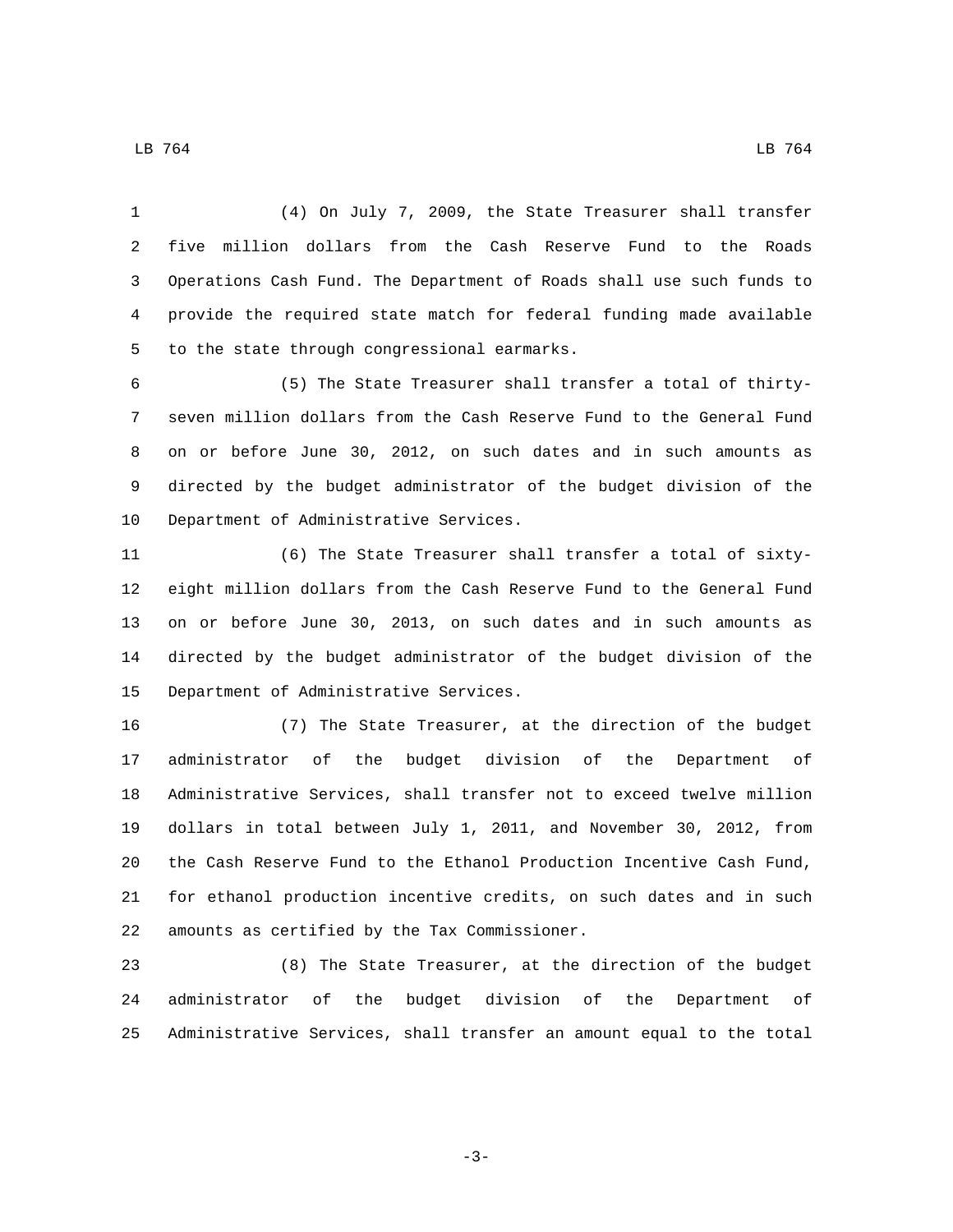(4) On July 7, 2009, the State Treasurer shall transfer five million dollars from the Cash Reserve Fund to the Roads Operations Cash Fund. The Department of Roads shall use such funds to provide the required state match for federal funding made available to the state through congressional earmarks.

(5) The State Treasurer shall transfer a total of thirty-seven million dollars from the Cash Reserve Fund to the General Fund on or before June 30, 2012, on such dates and in such amounts as directed by the budget administrator of the budget division of the Department of Administrative Services.

(6) The State Treasurer shall transfer a total of sixty-eight million dollars from the Cash Reserve Fund to the General Fund on or before June 30, 2013, on such dates and in such amounts as directed by the budget administrator of the budget division of the Department of Administrative Services.

(7) The State Treasurer, at the direction of the budget administrator of the budget division of the Department of Administrative Services, shall transfer not to exceed twelve million dollars in total between July 1, 2011, and November 30, 2012, from the Cash Reserve Fund to the Ethanol Production Incentive Cash Fund, for ethanol production incentive credits, on such dates and in such amounts as certified by the Tax Commissioner.

(8) The State Treasurer, at the direction of the budget administrator of the budget division of the Department of Administrative Services, shall transfer an amount equal to the total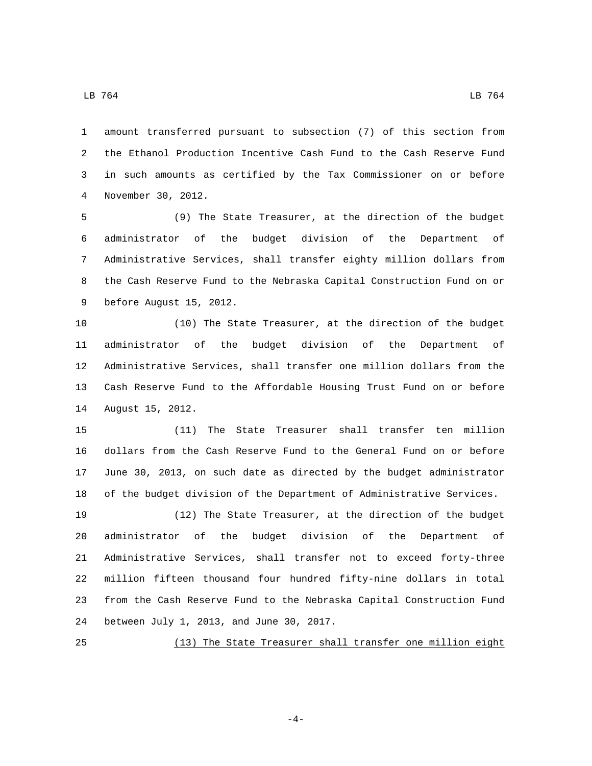amount transferred pursuant to subsection (7) of this section from the Ethanol Production Incentive Cash Fund to the Cash Reserve Fund in such amounts as certified by the Tax Commissioner on or before November 30, 2012.

(9) The State Treasurer, at the direction of the budget administrator of the budget division of the Department of Administrative Services, shall transfer eighty million dollars from the Cash Reserve Fund to the Nebraska Capital Construction Fund on or before August 15, 2012.

(10) The State Treasurer, at the direction of the budget administrator of the budget division of the Department of Administrative Services, shall transfer one million dollars from the Cash Reserve Fund to the Affordable Housing Trust Fund on or before August 15, 2012.

(11) The State Treasurer shall transfer ten million dollars from the Cash Reserve Fund to the General Fund on or before June 30, 2013, on such date as directed by the budget administrator of the budget division of the Department of Administrative Services.

(12) The State Treasurer, at the direction of the budget administrator of the budget division of the Department of Administrative Services, shall transfer not to exceed forty-three million fifteen thousand four hundred fifty-nine dollars in total from the Cash Reserve Fund to the Nebraska Capital Construction Fund between July 1, 2013, and June 30, 2017.

<u>(13) The State Treasurer shall transfer one million eight</u>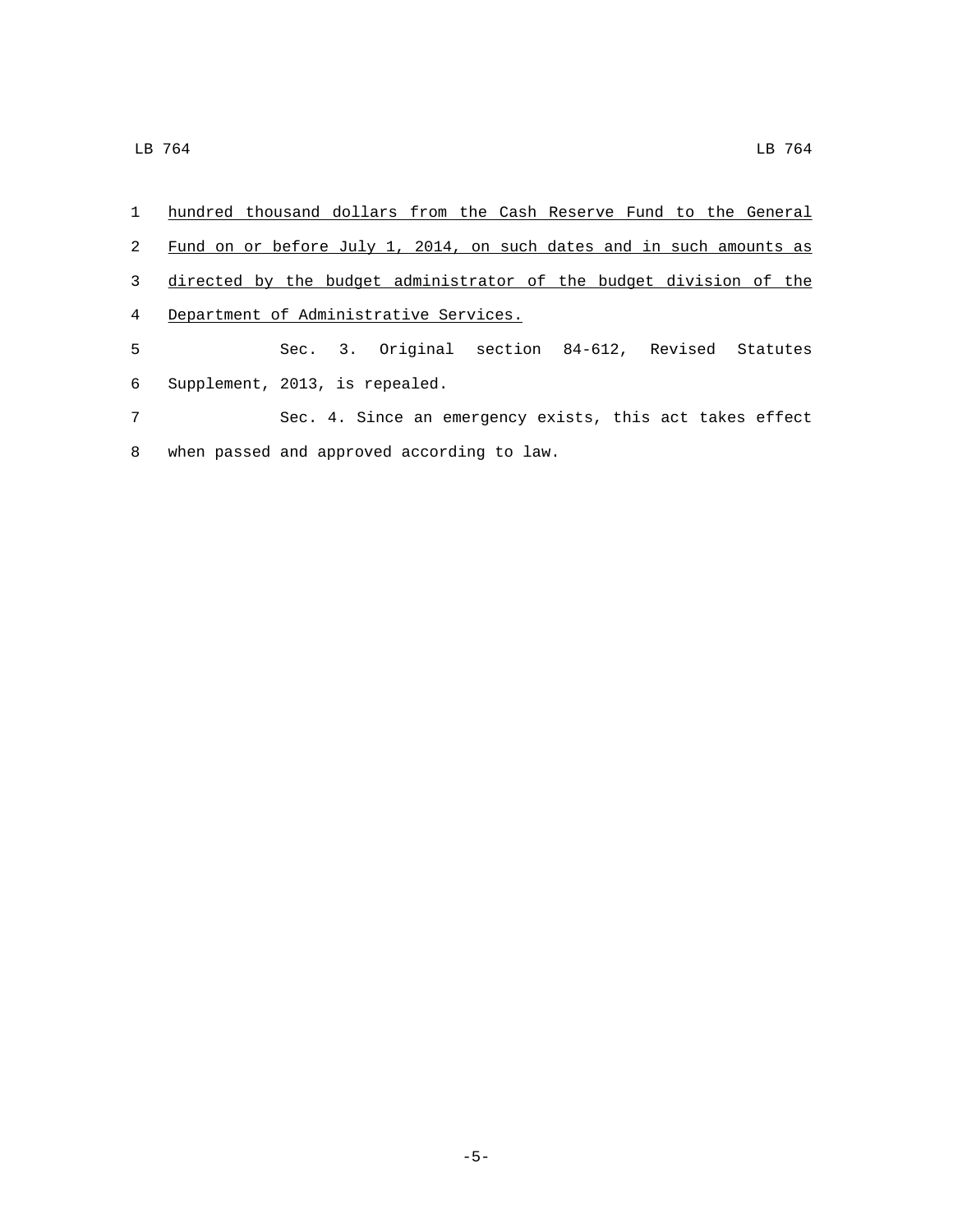hundred thousand dollars from the Cash Reserve Fund to the General Fund on or before July 1, 2014, on such dates and in such amounts as directed by the budget administrator of the budget division of the Department of Administrative Services.

Sec. 3. Original section 84-612, Revised Statutes Supplement, 2013, is repealed.

Sec. 4. Since an emergency exists, this act takes effect when passed and approved according to law.